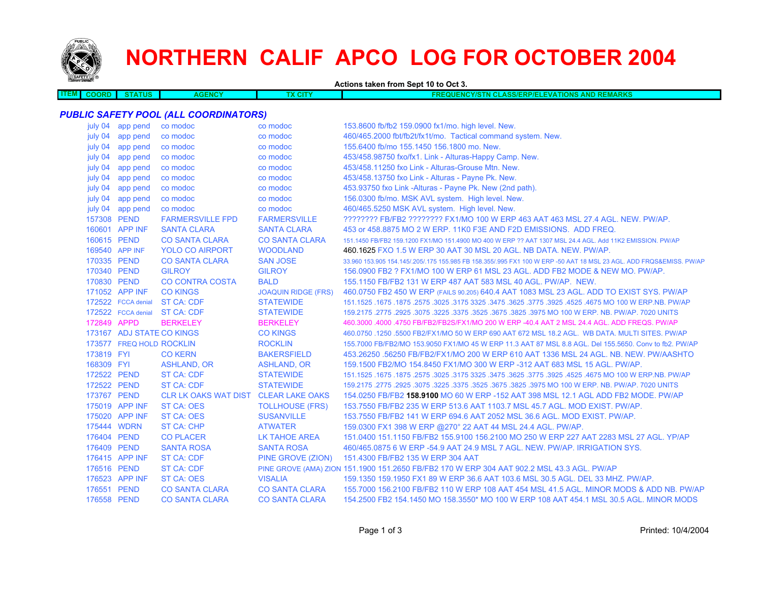# NORTHERN CALIF APCO LOG FOR OCTOBER 2004

Actions taken from Sept 10 to Oct 3.

| ITEM | COORD | STATUS | AGENCY | TX CITY | FREQUENCY/STN CLASS/ERP/ELEVATIONS AND REMARKS |
|---|---|---|---|---|---|

## *PUBLIC SAFETY POOL (ALL COORDINATORS)*

| ITEM | COORD | STATUS | AGENCY | TX CITY | FREQUENCY/STN CLASS/ERP/ELEVATIONS AND REMARKS |
|---|---|---|---|---|---|
| | july 04 | app pend | co modoc | co modoc | 153.8600 fb/fb2 159.0900 fx1/mo. high level. New. |
| | july 04 | app pend | co modoc | co modoc | 460/465.2000 fbt/fb2t/fx1t/mo. Tactical command system. New. |
| | july 04 | app pend | co modoc | co modoc | 155.6400 fb/mo 155.1450 156.1800 mo. New. |
| | july 04 | app pend | co modoc | co modoc | 453/458.98750 fxo/fx1. Link - Alturas-Happy Camp. New. |
| | july 04 | app pend | co modoc | co modoc | 453/458.11250 fxo Link - Alturas-Grouse Mtn. New. |
| | july 04 | app pend | co modoc | co modoc | 453/458.13750 fxo Link - Alturas - Payne Pk. New. |
| | july 04 | app pend | co modoc | co modoc | 453.93750 fxo Link -Alturas - Payne Pk. New (2nd path). |
| | july 04 | app pend | co modoc | co modoc | 156.0300 fb/mo. MSK AVL system. High level. New. |
| | july 04 | app pend | co modoc | co modoc | 460/465.5250 MSK AVL system. High level. New. |
| | 157308 | PEND | FARMERSVILLE FPD | FARMERSVILLE | ???????? FB/FB2 ???????? FX1/MO 100 W ERP 463 AAT 463 MSL 27.4 AGL. NEW. PW/AP. |
| | 160601 | APP INF | SANTA CLARA | SANTA CLARA | 453 or 458.8875 MO 2 W ERP. 11K0 F3E AND F2D EMISSIONS. ADD FREQ. |
| | 160615 | PEND | CO SANTA CLARA | CO SANTA CLARA | 151.1450 FB/FB2 159.1200 FX1/MO 151.4900 MO 400 W ERP ?? AAT 1307 MSL 24.4 AGL. Add 11K2 EMISSION. PW/AP |
| | 169540 | APP INF | YOLO CO AIRPORT | WOODLAND | 460.1625 FXO 1.5 W ERP 30 AAT 30 MSL 20 AGL. NB DATA. NEW. PW/AP. |
| | 170335 | PEND | CO SANTA CLARA | SAN JOSE | 33.960 153.905 154.145/.205/.175 155.985 FB 158.355/.995 FX1 100 W ERP -50 AAT 18 MSL 23 AGL. ADD FRQS&EMISS. PW/AP |
| | 170340 | PEND | GILROY | GILROY | 156.0900 FB2 ? FX1/MO 100 W ERP 61 MSL 23 AGL. ADD FB2 MODE & NEW MO. PW/AP. |
| | 170830 | PEND | CO CONTRA COSTA | BALD | 155.1150 FB/FB2 131 W ERP 487 AAT 583 MSL 40 AGL. PW/AP. NEW. |
| | 171052 | APP INF | CO KINGS | JOAQUIN RIDGE (FRS) | 460.0750 FB2 450 W ERP (FAILS 90.205) 640.4 AAT 1083 MSL 23 AGL. ADD TO EXIST SYS. PW/AP |
| | 172522 | FCCA denial | ST CA: CDF | STATEWIDE | 151.1525 .1675 .1875 .2575 .3025 .3175 3325 .3475 .3625 .3775 .3925 .4525 .4675 MO 100 W ERP.NB. PW/AP |
| | 172522 | FCCA denial | ST CA: CDF | STATEWIDE | 159.2175 .2775 .2925 .3075 .3225 .3375 .3525 .3675 .3825 .3975 MO 100 W ERP. NB. PW/AP. 7020 UNITS |
| | 172849 | APPD | BERKELEY | BERKELEY | 460.3000 .4000 .4750 FB/FB2/FB2S/FX1/MO 200 W ERP -40.4 AAT 2 MSL 24.4 AGL. ADD FREQS. PW/AP |
| | 173167 | ADJ STATE | CO KINGS | CO KINGS | 460.0750 .1250 .5500 FB2/FX1/MO 50 W ERP 690 AAT 672 MSL 18.2 AGL. WB DATA. MULTI SITES. PW/AP |
| | 173577 | FREQ HOLD | ROCKLIN | ROCKLIN | 155.7000 FB/FB2/MO 153.9050 FX1/MO 45 W ERP 11.3 AAT 87 MSL 8.8 AGL. Del 155.5650. Conv to fb2. PW/AP |
| | 173819 | FYI | CO KERN | BAKERSFIELD | 453.26250 .56250 FB/FB2/FX1/MO 200 W ERP 610 AAT 1336 MSL 24 AGL. NB. NEW. PW/AASHTO |
| | 168309 | FYI | ASHLAND, OR | ASHLAND, OR | 159.1500 FB2/MO 154.8450 FX1/MO 300 W ERP -312 AAT 683 MSL 15 AGL. PW/AP. |
| | 172522 | PEND | ST CA: CDF | STATEWIDE | 151.1525 .1675 .1875 .2575 .3025 .3175 3325 .3475 .3625 .3775 .3925 .4525 .4675 MO 100 W ERP.NB. PW/AP |
| | 172522 | PEND | ST CA: CDF | STATEWIDE | 159.2175 .2775 .2925 .3075 .3225 .3375 .3525 .3675 .3825 .3975 MO 100 W ERP. NB. PW/AP. 7020 UNITS |
| | 173767 | PEND | CLR LK OAKS WAT DIST | CLEAR LAKE OAKS | 154.0250 FB/FB2 **158.9100** MO 60 W ERP -152 AAT 398 MSL 12.1 AGL ADD FB2 MODE. PW/AP |
| | 175019 | APP INF | ST CA: OES | TOLLHOUSE (FRS) | 153.7550 FB/FB2 235 W ERP 513.6 AAT 1103.7 MSL 45.7 AGL. MOD EXIST. PW/AP. |
| | 175020 | APP INF | ST CA: OES | SUSANVILLE | 153.7550 FB/FB2 141 W ERP 694.6 AAT 2052 MSL 36.6 AGL. MOD EXIST. PW/AP. |
| | 175444 | WDRN | ST CA: CHP | ATWATER | 159.0300 FX1 398 W ERP @270° 22 AAT 44 MSL 24.4 AGL. PW/AP. |
| | 176404 | PEND | CO PLACER | LK TAHOE AREA | 151.0400 151.1150 FB/FB2 155.9100 156.2100 MO 250 W ERP 227 AAT 2283 MSL 27 AGL. YP/AP |
| | 176409 | PEND | SANTA ROSA | SANTA ROSA | 460/465.0875 6 W ERP -54.9 AAT 24.9 MSL 7 AGL. NEW. PW/AP. IRRIGATION SYS. |
| | 176415 | APP INF | ST CA: CDF | PINE GROVE (ZION) | 151.4300 FB/FB2 135 W ERP 304 AAT |
| | 176516 | PEND | ST CA: CDF | PINE GROVE (AMA) ZION | 151.1900 151.2650 FB/FB2 170 W ERP 304 AAT 902.2 MSL 43.3 AGL. PW/AP |
| | 176523 | APP INF | ST CA: OES | VISALIA | 159.1350 159.1950 FX1 89 W ERP 36.6 AAT 103.6 MSL 30.5 AGL. DEL 33 MHZ. PW/AP. |
| | 176551 | PEND | CO SANTA CLARA | CO SANTA CLARA | 155.7000 156.2100 FB/FB2 110 W ERP 108 AAT 454 MSL 41.5 AGL. MINOR MODS & ADD NB. PW/AP |
| | 176558 | PEND | CO SANTA CLARA | CO SANTA CLARA | 154.2500 FB2 154.1450 MO 158.3550* MO 100 W ERP 108 AAT 454.1 MSL 30.5 AGL. MINOR MODS |

Printed: 10/4/2004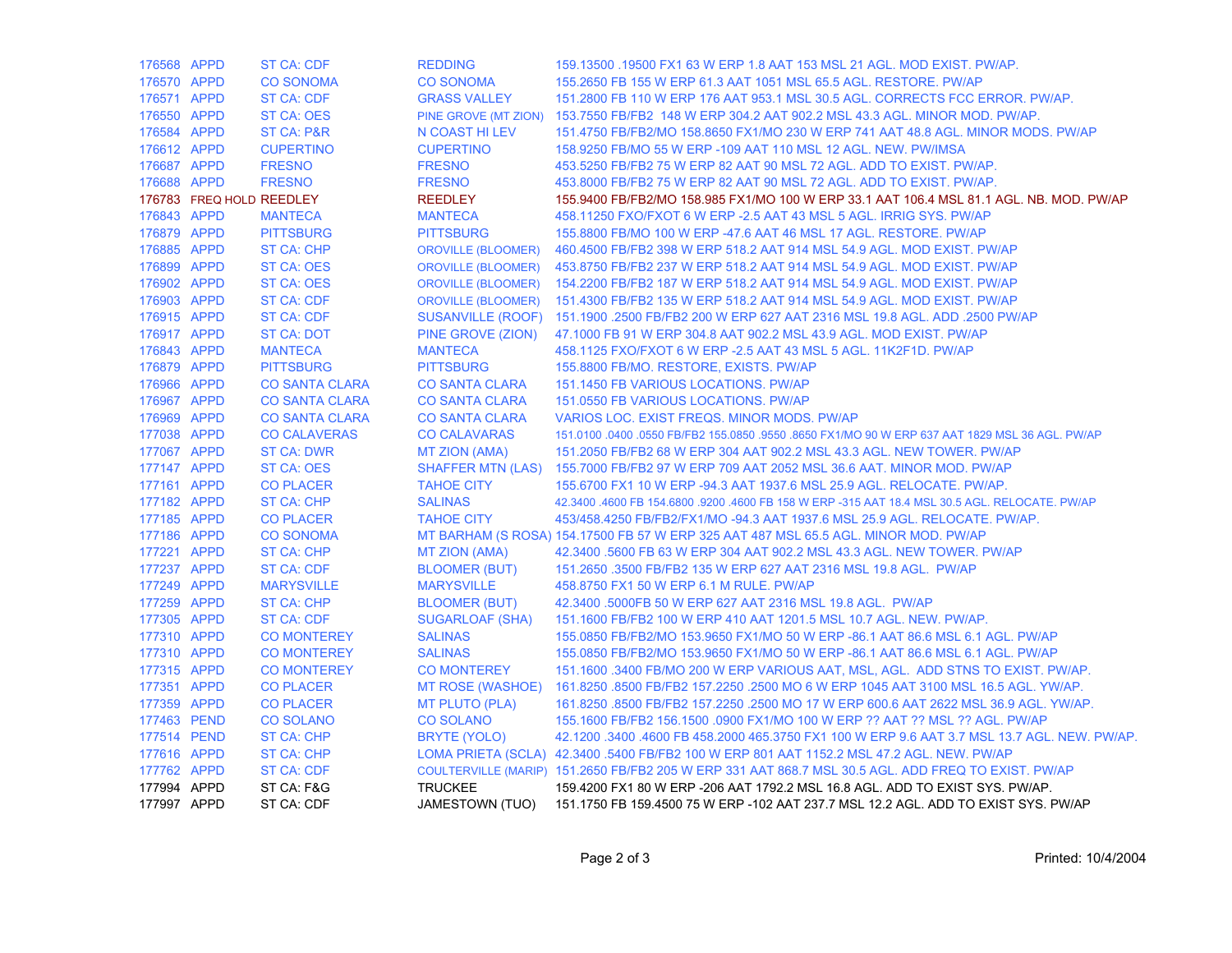| | | | | |
|---|---|---|---|---|
| 176568 | APPD | ST CA: CDF | REDDING | 159.13500 .19500 FX1 63 W ERP 1.8 AAT 153 MSL 21 AGL. MOD EXIST. PW/AP. |
| 176570 | APPD | CO SONOMA | CO SONOMA | 155.2650 FB 155 W ERP 61.3 AAT 1051 MSL 65.5 AGL. RESTORE. PW/AP |
| 176571 | APPD | ST CA: CDF | GRASS VALLEY | 151.2800 FB 110 W ERP 176 AAT 953.1 MSL 30.5 AGL. CORRECTS FCC ERROR. PW/AP. |
| 176550 | APPD | ST CA: OES | PINE GROVE (MT ZION) | 153.7550 FB/FB2 148 W ERP 304.2 AAT 902.2 MSL 43.3 AGL. MINOR MOD. PW/AP. |
| 176584 | APPD | ST CA: P&R | N COAST HI LEV | 151.4750 FB/FB2/MO 158.8650 FX1/MO 230 W ERP 741 AAT 48.8 AGL. MINOR MODS. PW/AP |
| 176612 | APPD | CUPERTINO | CUPERTINO | 158.9250 FB/MO 55 W ERP -109 AAT 110 MSL 12 AGL. NEW. PW/IMSA |
| 176687 | APPD | FRESNO | FRESNO | 453.5250 FB/FB2 75 W ERP 82 AAT 90 MSL 72 AGL. ADD TO EXIST. PW/AP. |
| 176688 | APPD | FRESNO | FRESNO | 453.8000 FB/FB2 75 W ERP 82 AAT 90 MSL 72 AGL. ADD TO EXIST. PW/AP. |
| 176783 | FREQ HOLD | REEDLEY | REEDLEY | 155.9400 FB/FB2/MO 158.985 FX1/MO 100 W ERP 33.1 AAT 106.4 MSL 81.1 AGL. NB. MOD. PW/AP |
| 176843 | APPD | MANTECA | MANTECA | 458.11250 FXO/FXOT 6 W ERP -2.5 AAT 43 MSL 5 AGL. IRRIG SYS. PW/AP |
| 176879 | APPD | PITTSBURG | PITTSBURG | 155.8800 FB/MO 100 W ERP -47.6 AAT 46 MSL 17 AGL. RESTORE. PW/AP |
| 176885 | APPD | ST CA: CHP | OROVILLE (BLOOMER) | 460.4500 FB/FB2 398 W ERP 518.2 AAT 914 MSL 54.9 AGL. MOD EXIST. PW/AP |
| 176899 | APPD | ST CA: OES | OROVILLE (BLOOMER) | 453.8750 FB/FB2 237 W ERP 518.2 AAT 914 MSL 54.9 AGL. MOD EXIST. PW/AP |
| 176902 | APPD | ST CA: OES | OROVILLE (BLOOMER) | 154.2200 FB/FB2 187 W ERP 518.2 AAT 914 MSL 54.9 AGL. MOD EXIST. PW/AP |
| 176903 | APPD | ST CA: CDF | OROVILLE (BLOOMER) | 151.4300 FB/FB2 135 W ERP 518.2 AAT 914 MSL 54.9 AGL. MOD EXIST. PW/AP |
| 176915 | APPD | ST CA: CDF | SUSANVILLE (ROOF) | 151.1900 .2500 FB/FB2 200 W ERP 627 AAT 2316 MSL 19.8 AGL. ADD .2500 PW/AP |
| 176917 | APPD | ST CA: DOT | PINE GROVE (ZION) | 47.1000 FB 91 W ERP 304.8 AAT 902.2 MSL 43.9 AGL. MOD EXIST. PW/AP |
| 176843 | APPD | MANTECA | MANTECA | 458.1125 FXO/FXOT 6 W ERP -2.5 AAT 43 MSL 5 AGL. 11K2F1D. PW/AP |
| 176879 | APPD | PITTSBURG | PITTSBURG | 155.8800 FB/MO. RESTORE, EXISTS. PW/AP |
| 176966 | APPD | CO SANTA CLARA | CO SANTA CLARA | 151.1450 FB VARIOUS LOCATIONS. PW/AP |
| 176967 | APPD | CO SANTA CLARA | CO SANTA CLARA | 151.0550 FB VARIOUS LOCATIONS. PW/AP |
| 176969 | APPD | CO SANTA CLARA | CO SANTA CLARA | VARIOS LOC. EXIST FREQS. MINOR MODS. PW/AP |
| 177038 | APPD | CO CALAVERAS | CO CALAVARAS | 151.0100 .0400 .0550 FB/FB2 155.0850 .9550 .8650 FX1/MO 90 W ERP 637 AAT 1829 MSL 36 AGL. PW/AP |
| 177067 | APPD | ST CA: DWR | MT ZION (AMA) | 151.2050 FB/FB2 68 W ERP 304 AAT 902.2 MSL 43.3 AGL. NEW TOWER. PW/AP |
| 177147 | APPD | ST CA: OES | SHAFFER MTN (LAS) | 155.7000 FB/FB2 97 W ERP 709 AAT 2052 MSL 36.6 AAT. MINOR MOD. PW/AP |
| 177161 | APPD | CO PLACER | TAHOE CITY | 155.6700 FX1 10 W ERP -94.3 AAT 1937.6 MSL 25.9 AGL. RELOCATE. PW/AP. |
| 177182 | APPD | ST CA: CHP | SALINAS | 42.3400 .4600 FB 154.6800 .9200 .4600 FB 158 W ERP -315 AAT 18.4 MSL 30.5 AGL. RELOCATE. PW/AP |
| 177185 | APPD | CO PLACER | TAHOE CITY | 453/458.4250 FB/FB2/FX1/MO -94.3 AAT 1937.6 MSL 25.9 AGL. RELOCATE. PW/AP. |
| 177186 | APPD | CO SONOMA | MT BARHAM (S ROSA) | 154.17500 FB 57 W ERP 325 AAT 487 MSL 65.5 AGL. MINOR MOD. PW/AP |
| 177221 | APPD | ST CA: CHP | MT ZION (AMA) | 42.3400 .5600 FB 63 W ERP 304 AAT 902.2 MSL 43.3 AGL. NEW TOWER. PW/AP |
| 177237 | APPD | ST CA: CDF | BLOOMER (BUT) | 151.2650 .3500 FB/FB2 135 W ERP 627 AAT 2316 MSL 19.8 AGL. PW/AP |
| 177249 | APPD | MARYSVILLE | MARYSVILLE | 458.8750 FX1 50 W ERP 6.1 M RULE. PW/AP |
| 177259 | APPD | ST CA: CHP | BLOOMER (BUT) | 42.3400 .5000FB 50 W ERP 627 AAT 2316 MSL 19.8 AGL. PW/AP |
| 177305 | APPD | ST CA: CDF | SUGARLOAF (SHA) | 151.1600 FB/FB2 100 W ERP 410 AAT 1201.5 MSL 10.7 AGL. NEW. PW/AP. |
| 177310 | APPD | CO MONTEREY | SALINAS | 155.0850 FB/FB2/MO 153.9650 FX1/MO 50 W ERP -86.1 AAT 86.6 MSL 6.1 AGL. PW/AP |
| 177310 | APPD | CO MONTEREY | SALINAS | 155.0850 FB/FB2/MO 153.9650 FX1/MO 50 W ERP -86.1 AAT 86.6 MSL 6.1 AGL. PW/AP |
| 177315 | APPD | CO MONTEREY | CO MONTEREY | 151.1600 .3400 FB/MO 200 W ERP VARIOUS AAT, MSL, AGL. ADD STNS TO EXIST. PW/AP. |
| 177351 | APPD | CO PLACER | MT ROSE (WASHOE) | 161.8250 .8500 FB/FB2 157.2250 .2500 MO 6 W ERP 1045 AAT 3100 MSL 16.5 AGL. YW/AP. |
| 177359 | APPD | CO PLACER | MT PLUTO (PLA) | 161.8250 .8500 FB/FB2 157.2250 .2500 MO 17 W ERP 600.6 AAT 2622 MSL 36.9 AGL. YW/AP. |
| 177463 | PEND | CO SOLANO | CO SOLANO | 155.1600 FB/FB2 156.1500 .0900 FX1/MO 100 W ERP ?? AAT ?? MSL ?? AGL. PW/AP |
| 177514 | PEND | ST CA: CHP | BRYTE (YOLO) | 42.1200 .3400 .4600 FB 458.2000 465.3750 FX1 100 W ERP 9.6 AAT 3.7 MSL 13.7 AGL. NEW. PW/AP. |
| 177616 | APPD | ST CA: CHP | LOMA PRIETA (SCLA) | 42.3400 .5400 FB/FB2 100 W ERP 801 AAT 1152.2 MSL 47.2 AGL. NEW. PW/AP |
| 177762 | APPD | ST CA: CDF | COULTERVILLE (MARIP) | 151.2650 FB/FB2 205 W ERP 331 AAT 868.7 MSL 30.5 AGL. ADD FREQ TO EXIST. PW/AP |
| 177994 | APPD | ST CA: F&G | TRUCKEE | 159.4200 FX1 80 W ERP -206 AAT 1792.2 MSL 16.8 AGL. ADD TO EXIST SYS. PW/AP. |
| 177997 | APPD | ST CA: CDF | JAMESTOWN (TUO) | 151.1750 FB 159.4500 75 W ERP -102 AAT 237.7 MSL 12.2 AGL. ADD TO EXIST SYS. PW/AP |

Printed: 10/4/2004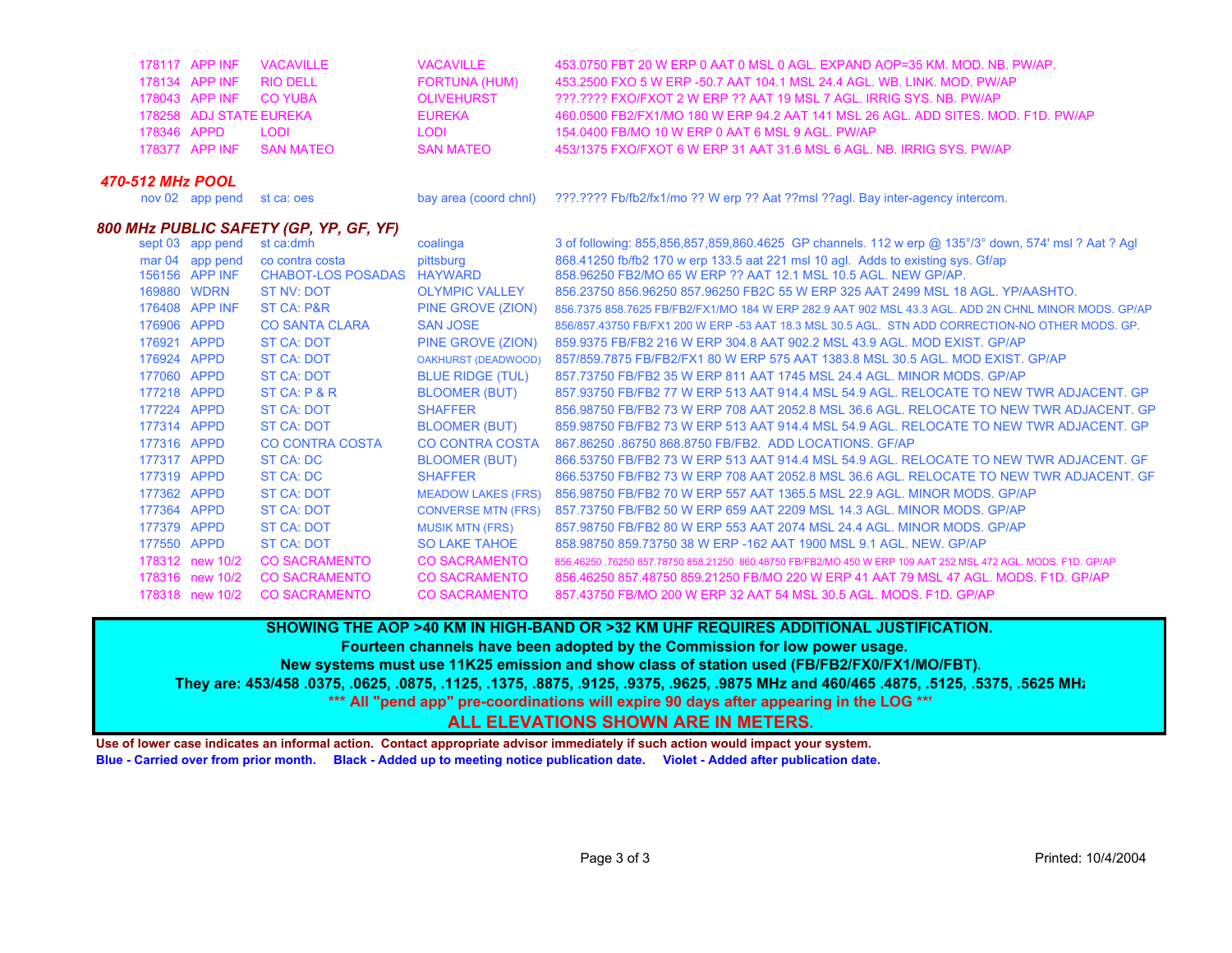| | | | | |
|---|---|---|---|---|
| 178117 | APP INF | VACAVILLE | VACAVILLE | 453.0750 FBT 20 W ERP 0 AAT 0 MSL 0 AGL. EXPAND AOP=35 KM. MOD. NB. PW/AP. |
| 178134 | APP INF | RIO DELL | FORTUNA (HUM) | 453.2500 FXO 5 W ERP -50.7 AAT 104.1 MSL 24.4 AGL. WB. LINK. MOD. PW/AP |
| 178043 | APP INF | CO YUBA | OLIVEHURST | ???.???? FXO/FXOT 2 W ERP ?? AAT 19 MSL 7 AGL. IRRIG SYS. NB. PW/AP |
| 178258 | ADJ STATE | EUREKA | EUREKA | 460.0500 FB2/FX1/MO 180 W ERP 94.2 AAT 141 MSL 26 AGL. ADD SITES. MOD. F1D. PW/AP |
| 178346 | APPD | LODI | LODI | 154.0400 FB/MO 10 W ERP 0 AAT 6 MSL 9 AGL. PW/AP |
| 178377 | APP INF | SAN MATEO | SAN MATEO | 453/1375 FXO/FXOT 6 W ERP 31 AAT 31.6 MSL 6 AGL. NB. IRRIG SYS. PW/AP |

### *470-512 MHz POOL*

| | | | | |
|---|---|---|---|---|
| nov 02 | app pend | st ca: oes | bay area (coord chnl) | ???.???? Fb/fb2/fx1/mo ?? W erp ?? Aat ??msl ??agl. Bay inter-agency intercom. |

### *800 MHz PUBLIC SAFETY (GP, YP, GF, YF)*

| | | | | |
|---|---|---|---|---|
| sept 03 | app pend | st ca:dmh | coalinga | 3 of following: 855,856,857,859,860.4625 GP channels. 112 w erp @ 135°/3° down, 574' msl ? Aat ? Agl |
| mar 04 | app pend | co contra costa | pittsburg | 868.41250 fb/fb2 170 w erp 133.5 aat 221 msl 10 agl. Adds to existing sys. Gf/ap |
| 156156 | APP INF | CHABOT-LOS POSADAS | HAYWARD | 858.96250 FB2/MO 65 W ERP ?? AAT 12.1 MSL 10.5 AGL. NEW GP/AP. |
| 169880 | WDRN | ST NV: DOT | OLYMPIC VALLEY | 856.23750 856.96250 857.96250 FB2C 55 W ERP 325 AAT 2499 MSL 18 AGL. YP/AASHTO. |
| 176408 | APP INF | ST CA: P&R | PINE GROVE (ZION) | 856.7375 858.7625 FB/FB2/FX1/MO 184 W ERP 282.9 AAT 902 MSL 43.3 AGL. ADD 2N CHNL MINOR MODS. GP/AP |
| 176906 | APPD | CO SANTA CLARA | SAN JOSE | 856/857.43750 FB/FX1 200 W ERP -53 AAT 18.3 MSL 30.5 AGL. STN ADD CORRECTION-NO OTHER MODS. GP. |
| 176921 | APPD | ST CA: DOT | PINE GROVE (ZION) | 859.9375 FB/FB2 216 W ERP 304.8 AAT 902.2 MSL 43.9 AGL. MOD EXIST. GP/AP |
| 176924 | APPD | ST CA: DOT | OAKHURST (DEADWOOD) | 857/859.7875 FB/FB2/FX1 80 W ERP 575 AAT 1383.8 MSL 30.5 AGL. MOD EXIST. GP/AP |
| 177060 | APPD | ST CA: DOT | BLUE RIDGE (TUL) | 857.73750 FB/FB2 35 W ERP 811 AAT 1745 MSL 24.4 AGL. MINOR MODS. GP/AP |
| 177218 | APPD | ST CA: P & R | BLOOMER (BUT) | 857.93750 FB/FB2 77 W ERP 513 AAT 914.4 MSL 54.9 AGL. RELOCATE TO NEW TWR ADJACENT. GP |
| 177224 | APPD | ST CA: DOT | SHAFFER | 856.98750 FB/FB2 73 W ERP 708 AAT 2052.8 MSL 36.6 AGL. RELOCATE TO NEW TWR ADJACENT. GP |
| 177314 | APPD | ST CA: DOT | BLOOMER (BUT) | 859.98750 FB/FB2 73 W ERP 513 AAT 914.4 MSL 54.9 AGL. RELOCATE TO NEW TWR ADJACENT. GP |
| 177316 | APPD | CO CONTRA COSTA | CO CONTRA COSTA | 867.86250 .86750 868.8750 FB/FB2. ADD LOCATIONS. GF/AP |
| 177317 | APPD | ST CA: DC | BLOOMER (BUT) | 866.53750 FB/FB2 73 W ERP 513 AAT 914.4 MSL 54.9 AGL. RELOCATE TO NEW TWR ADJACENT. GF |
| 177319 | APPD | ST CA: DC | SHAFFER | 866.53750 FB/FB2 73 W ERP 708 AAT 2052.8 MSL 36.6 AGL. RELOCATE TO NEW TWR ADJACENT. GF |
| 177362 | APPD | ST CA: DOT | MEADOW LAKES (FRS) | 856.98750 FB/FB2 70 W ERP 557 AAT 1365.5 MSL 22.9 AGL. MINOR MODS. GP/AP |
| 177364 | APPD | ST CA: DOT | CONVERSE MTN (FRS) | 857.73750 FB/FB2 50 W ERP 659 AAT 2209 MSL 14.3 AGL. MINOR MODS. GP/AP |
| 177379 | APPD | ST CA: DOT | MUSIK MTN (FRS) | 857.98750 FB/FB2 80 W ERP 553 AAT 2074 MSL 24.4 AGL. MINOR MODS. GP/AP |
| 177550 | APPD | ST CA: DOT | SO LAKE TAHOE | 858.98750 859.73750 38 W ERP -162 AAT 1900 MSL 9.1 AGL. NEW. GP/AP |
| 178312 | new 10/2 | CO SACRAMENTO | CO SACRAMENTO | 856.46250 .76250 857.78750 858.21250 860.48750 FB/FB2/MO 450 W ERP 109 AAT 252 MSL 472 AGL. MODS. F1D. GP/AP |
| 178316 | new 10/2 | CO SACRAMENTO | CO SACRAMENTO | 856.46250 857.48750 859.21250 FB/MO 220 W ERP 41 AAT 79 MSL 47 AGL. MODS. F1D. GP/AP |
| 178318 | new 10/2 | CO SACRAMENTO | CO SACRAMENTO | 857.43750 FB/MO 200 W ERP 32 AAT 54 MSL 30.5 AGL. MODS. F1D. GP/AP |

**SHOWING THE AOP >40 KM IN HIGH-BAND OR >32 KM UHF REQUIRES ADDITIONAL JUSTIFICATION.**
**Fourteen channels have been adopted by the Commission for low power usage.**
**New systems must use 11K25 emission and show class of station used (FB/FB2/FX0/FX1/MO/FBT).**
**They are: 453/458 .0375, .0625, .0875, .1125, .1375, .8875, .9125, .9375, .9625, .9875 MHz and 460/465 .4875, .5125, .5375, .5625 MHz**
**\*\*\* All "pend app" pre-coordinations will expire 90 days after appearing in the LOG \*\*\***
**ALL ELEVATIONS SHOWN ARE IN METERS.**

**Use of lower case indicates an informal action. Contact appropriate advisor immediately if such action would impact your system.**
**Blue - Carried over from prior month. Black - Added up to meeting notice publication date. Violet - Added after publication date.**

Printed: 10/4/2004